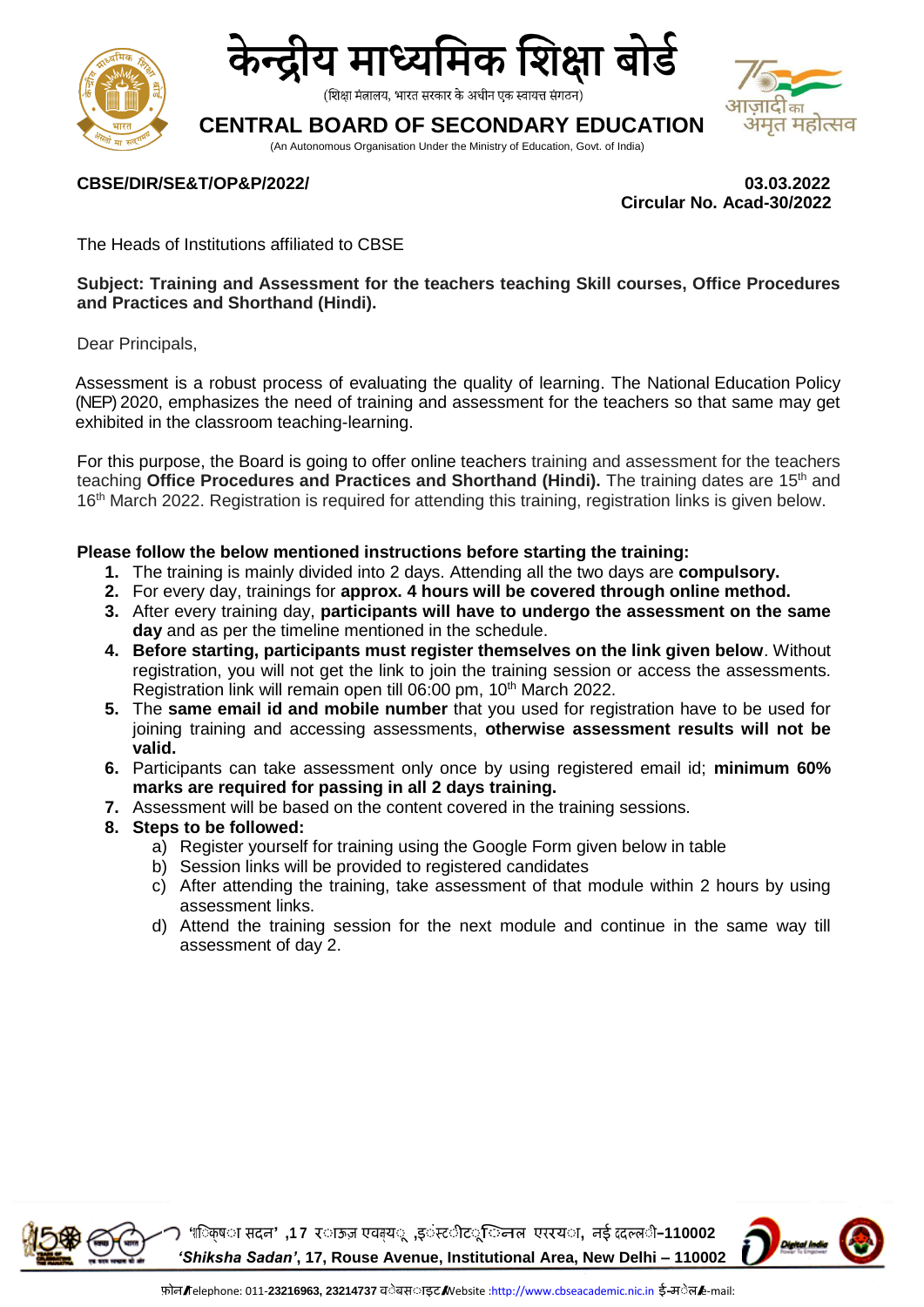# केन्द्रीय माध्यमिक शिक्षा बोर्ड

(शिक्षा मंत्रालय, भारत सरकार के अधीन एक स्वायत्त संगठन)

# CENTRAL BOARD OF SECONDARY EDUCATION

(An Autonomous Organisation Under the Ministry of Education, Govt. of India)

**CBSE/DIR/SE&T/OP&P/2022/** **03.03.2022**

**Circular No. Acad-30/2022**

The Heads of Institutions affiliated to CBSE

**Subject: Training and Assessment for the teachers teaching Skill courses, Office Procedures and Practices and Shorthand (Hindi).**

Dear Principals,

Assessment is a robust process of evaluating the quality of learning. The National Education Policy (NEP) 2020, emphasizes the need of training and assessment for the teachers so that same may get exhibited in the classroom teaching-learning.

For this purpose, the Board is going to offer online teachers training and assessment for the teachers teaching **Office Procedures and Practices and Shorthand (Hindi).** The training dates are 15th and 16th March 2022. Registration is required for attending this training, registration links is given below.

**Please follow the below mentioned instructions before starting the training:**

1. The training is mainly divided into 2 days. Attending all the two days are **compulsory.**
2. For every day, trainings for **approx. 4 hours will be covered through online method.**
3. After every training day, **participants will have to undergo the assessment on the same day** and as per the timeline mentioned in the schedule.
4. **Before starting, participants must register themselves on the link given below**. Without registration, you will not get the link to join the training session or access the assessments. Registration link will remain open till 06:00 pm, 10th March 2022.
5. The **same email id and mobile number** that you used for registration have to be used for joining training and accessing assessments, **otherwise assessment results will not be valid.**
6. Participants can take assessment only once by using registered email id; **minimum 60% marks are required for passing in all 2 days training.**
7. Assessment will be based on the content covered in the training sessions.
8. **Steps to be followed:**
   a) Register yourself for training using the Google Form given below in table
   b) Session links will be provided to registered candidates
   c) After attending the training, take assessment of that module within 2 hours by using assessment links.
   d) Attend the training session for the next module and continue in the same way till assessment of day 2.

'शिक्षा सदन', 17 राऊज़ एवेन्यू, इंस्टीटूशनल एरिया, नई दिल्ली–110002

***'Shiksha Sadan'*, 17, Rouse Avenue, Institutional Area, New Delhi – 110002**

फ़ोन/Telephone: 011-**23216963, 23214737** वेबसाइट/Website :http://www.cbseacademic.nic.in ई-मेल/E-mail: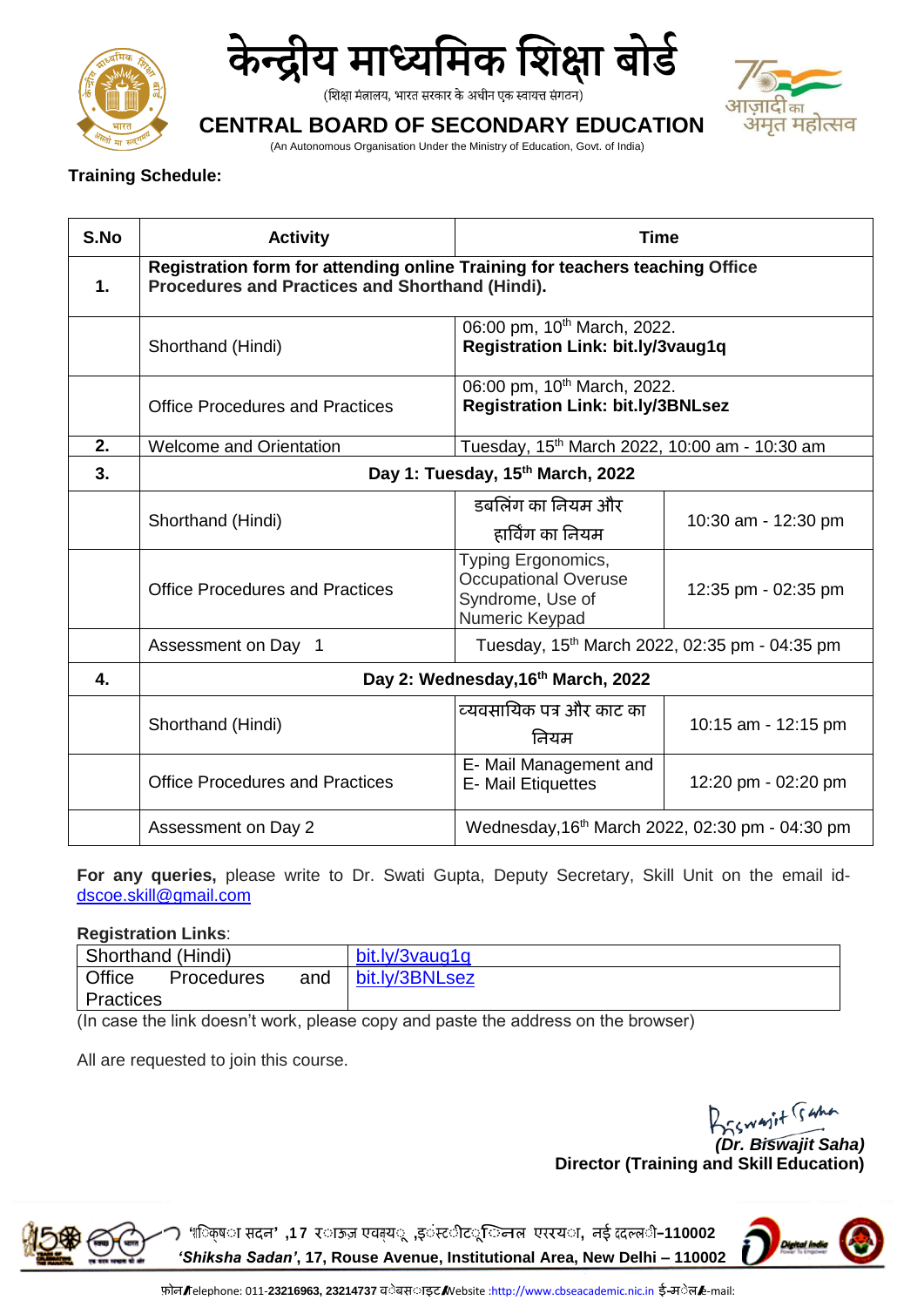**Training Schedule:**

| S.No | Activity | Time | |
|---|---|---|---|
| 1. | **Registration form for attending online Training for teachers teaching Office Procedures and Practices and Shorthand (Hindi).** | | |
| | Shorthand (Hindi) | 06:00 pm, 10th March, 2022. **Registration Link: bit.ly/3vaug1q** | |
| | Office Procedures and Practices | 06:00 pm, 10th March, 2022. **Registration Link: bit.ly/3BNLsez** | |
| 2. | Welcome and Orientation | Tuesday, 15th March 2022, 10:00 am - 10:30 am | |
| 3. | **Day 1: Tuesday, 15th March, 2022** | | |
| | Shorthand (Hindi) | डबलिंग का नियम और हार्विंग का नियम | 10:30 am - 12:30 pm |
| | Office Procedures and Practices | Typing Ergonomics, Occupational Overuse Syndrome, Use of Numeric Keypad | 12:35 pm - 02:35 pm |
| | Assessment on Day 1 | Tuesday, 15th March 2022, 02:35 pm - 04:35 pm | |
| 4. | **Day 2: Wednesday,16th March, 2022** | | |
| | Shorthand (Hindi) | व्यवसायिक पत्र और काट का नियम | 10:15 am - 12:15 pm |
| | Office Procedures and Practices | E- Mail Management and E- Mail Etiquettes | 12:20 pm - 02:20 pm |
| | Assessment on Day 2 | Wednesday,16th March 2022, 02:30 pm - 04:30 pm | |

**For any queries,** please write to Dr. Swati Gupta, Deputy Secretary, Skill Unit on the email id- dscoe.skill@gmail.com

**Registration Links**:

| Shorthand (Hindi) | bit.ly/3vaug1q |
|---|---|
| Office Procedures and Practices | bit.ly/3BNLsez |

(In case the link doesn't work, please copy and paste the address on the browser)

All are requested to join this course.

***(Dr. Biswajit Saha)***
**Director (Training and Skill Education)**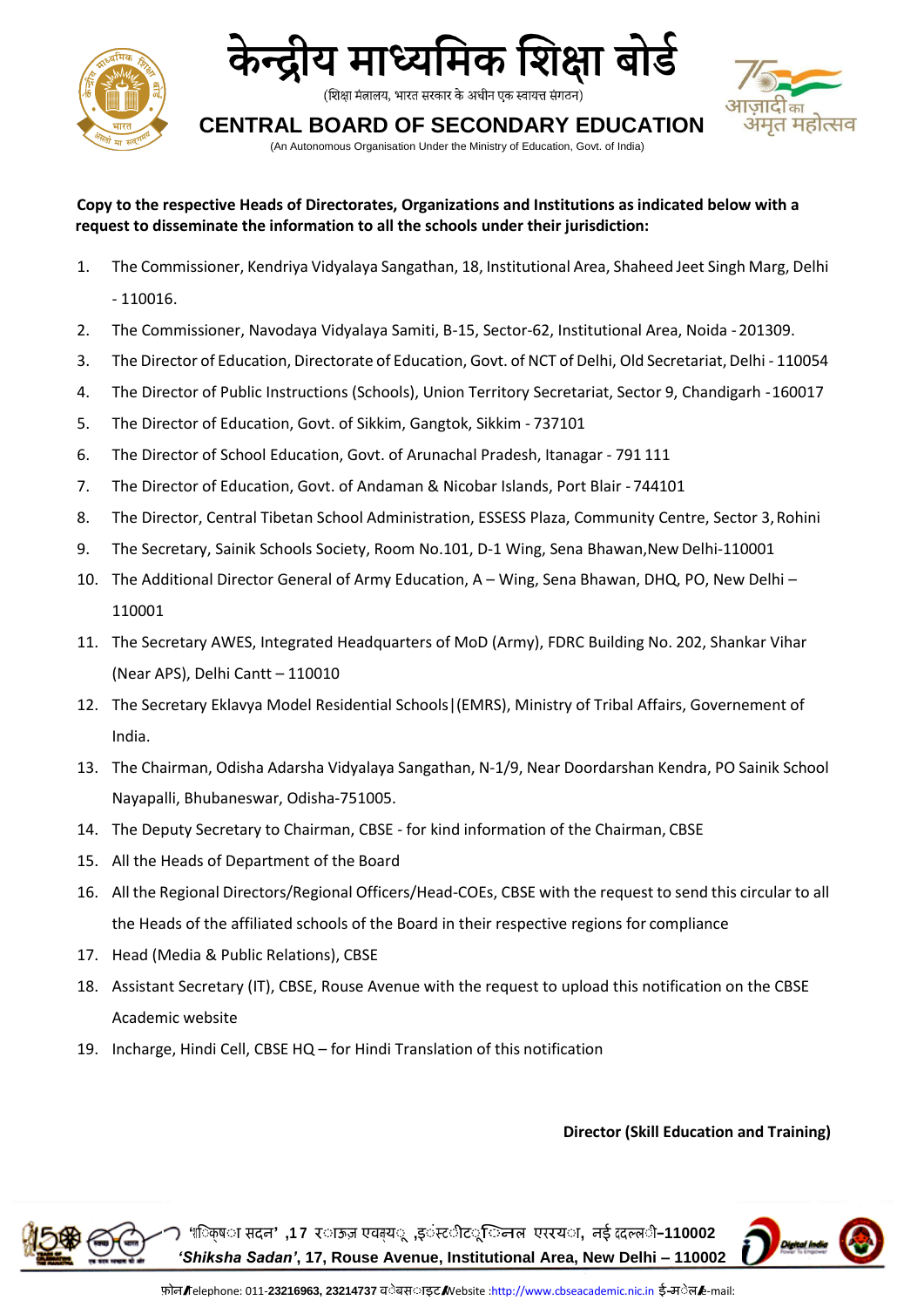**Copy to the respective Heads of Directorates, Organizations and Institutions as indicated below with a request to disseminate the information to all the schools under their jurisdiction:**

1. The Commissioner, Kendriya Vidyalaya Sangathan, 18, Institutional Area, Shaheed Jeet Singh Marg, Delhi - 110016.
2. The Commissioner, Navodaya Vidyalaya Samiti, B-15, Sector-62, Institutional Area, Noida - 201309.
3. The Director of Education, Directorate of Education, Govt. of NCT of Delhi, Old Secretariat, Delhi - 110054
4. The Director of Public Instructions (Schools), Union Territory Secretariat, Sector 9, Chandigarh -160017
5. The Director of Education, Govt. of Sikkim, Gangtok, Sikkim - 737101
6. The Director of School Education, Govt. of Arunachal Pradesh, Itanagar - 791 111
7. The Director of Education, Govt. of Andaman & Nicobar Islands, Port Blair - 744101
8. The Director, Central Tibetan School Administration, ESSESS Plaza, Community Centre, Sector 3, Rohini
9. The Secretary, Sainik Schools Society, Room No.101, D-1 Wing, Sena Bhawan,New Delhi-110001
10. The Additional Director General of Army Education, A – Wing, Sena Bhawan, DHQ, PO, New Delhi – 110001
11. The Secretary AWES, Integrated Headquarters of MoD (Army), FDRC Building No. 202, Shankar Vihar (Near APS), Delhi Cantt – 110010
12. The Secretary Eklavya Model Residential Schools|(EMRS), Ministry of Tribal Affairs, Governement of India.
13. The Chairman, Odisha Adarsha Vidyalaya Sangathan, N-1/9, Near Doordarshan Kendra, PO Sainik School Nayapalli, Bhubaneswar, Odisha-751005.
14. The Deputy Secretary to Chairman, CBSE - for kind information of the Chairman, CBSE
15. All the Heads of Department of the Board
16. All the Regional Directors/Regional Officers/Head-COEs, CBSE with the request to send this circular to all the Heads of the affiliated schools of the Board in their respective regions for compliance
17. Head (Media & Public Relations), CBSE
18. Assistant Secretary (IT), CBSE, Rouse Avenue with the request to upload this notification on the CBSE Academic website
19. Incharge, Hindi Cell, CBSE HQ – for Hindi Translation of this notification

**Director (Skill Education and Training)**